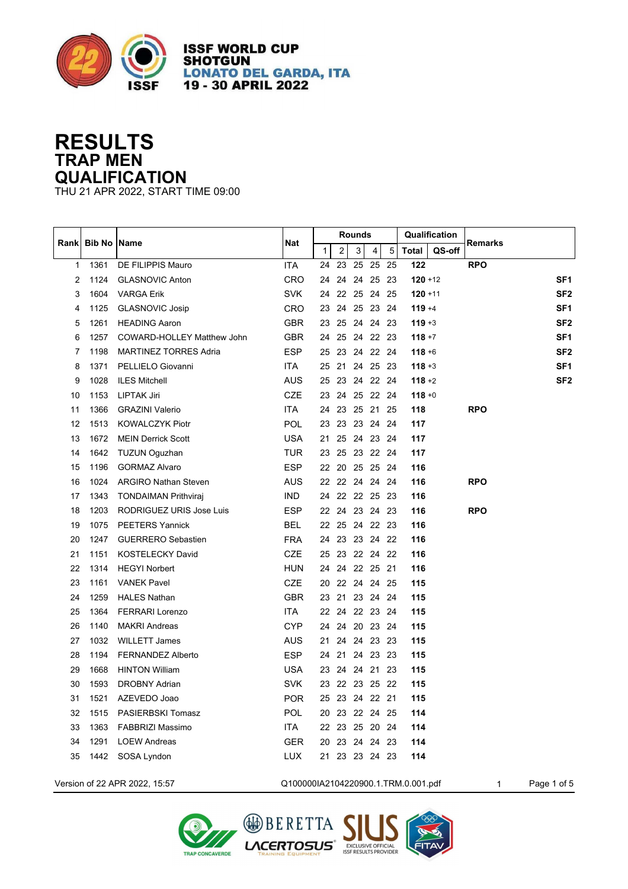# ISSF WORLD CUP SHOTGUN
## LONATO DEL GARDA, ITA
## 19 - 30 APRIL 2022

# RESULTS
## TRAP MEN
## QUALIFICATION
THU 21 APR 2022, START TIME 09:00

| Rank | Bib No | Name | Nat | Rounds | | | | | Qualification | | Remarks | |
|---|---|---|---|---|---|---|---|---|---|---|---|---|
| | | | | 1 | 2 | 3 | 4 | 5 | Total | QS-off | | |
| 1 | 1361 | DE FILIPPIS Mauro | ITA | 24 | 23 | 25 | 25 | 25 | **122** | | **RPO** | |
| 2 | 1124 | GLASNOVIC Anton | CRO | 24 | 24 | 24 | 25 | 23 | **120** | +12 | | **SF1** |
| 3 | 1604 | VARGA Erik | SVK | 24 | 22 | 25 | 24 | 25 | **120** | +11 | | **SF2** |
| 4 | 1125 | GLASNOVIC Josip | CRO | 23 | 24 | 25 | 23 | 24 | **119** | +4 | | **SF1** |
| 5 | 1261 | HEADING Aaron | GBR | 23 | 25 | 24 | 24 | 23 | **119** | +3 | | **SF2** |
| 6 | 1257 | COWARD-HOLLEY Matthew John | GBR | 24 | 25 | 24 | 22 | 23 | **118** | +7 | | **SF1** |
| 7 | 1198 | MARTINEZ TORRES Adria | ESP | 25 | 23 | 24 | 22 | 24 | **118** | +6 | | **SF2** |
| 8 | 1371 | PELLIELO Giovanni | ITA | 25 | 21 | 24 | 25 | 23 | **118** | +3 | | **SF1** |
| 9 | 1028 | ILES Mitchell | AUS | 25 | 23 | 24 | 22 | 24 | **118** | +2 | | **SF2** |
| 10 | 1153 | LIPTAK Jiri | CZE | 23 | 24 | 25 | 22 | 24 | **118** | +0 | | |
| 11 | 1366 | GRAZINI Valerio | ITA | 24 | 23 | 25 | 21 | 25 | **118** | | **RPO** | |
| 12 | 1513 | KOWALCZYK Piotr | POL | 23 | 23 | 23 | 24 | 24 | **117** | | | |
| 13 | 1672 | MEIN Derrick Scott | USA | 21 | 25 | 24 | 23 | 24 | **117** | | | |
| 14 | 1642 | TUZUN Oguzhan | TUR | 23 | 25 | 23 | 22 | 24 | **117** | | | |
| 15 | 1196 | GORMAZ Alvaro | ESP | 22 | 20 | 25 | 25 | 24 | **116** | | | |
| 16 | 1024 | ARGIRO Nathan Steven | AUS | 22 | 22 | 24 | 24 | 24 | **116** | | **RPO** | |
| 17 | 1343 | TONDAIMAN Prithviraj | IND | 24 | 22 | 22 | 25 | 23 | **116** | | | |
| 18 | 1203 | RODRIGUEZ URIS Jose Luis | ESP | 22 | 24 | 23 | 24 | 23 | **116** | | **RPO** | |
| 19 | 1075 | PEETERS Yannick | BEL | 22 | 25 | 24 | 22 | 23 | **116** | | | |
| 20 | 1247 | GUERRERO Sebastien | FRA | 24 | 23 | 23 | 24 | 22 | **116** | | | |
| 21 | 1151 | KOSTELECKY David | CZE | 25 | 23 | 22 | 24 | 22 | **116** | | | |
| 22 | 1314 | HEGYI Norbert | HUN | 24 | 24 | 22 | 25 | 21 | **116** | | | |
| 23 | 1161 | VANEK Pavel | CZE | 20 | 22 | 24 | 24 | 25 | **115** | | | |
| 24 | 1259 | HALES Nathan | GBR | 23 | 21 | 23 | 24 | 24 | **115** | | | |
| 25 | 1364 | FERRARI Lorenzo | ITA | 22 | 24 | 22 | 23 | 24 | **115** | | | |
| 26 | 1140 | MAKRI Andreas | CYP | 24 | 24 | 20 | 23 | 24 | **115** | | | |
| 27 | 1032 | WILLETT James | AUS | 21 | 24 | 24 | 23 | 23 | **115** | | | |
| 28 | 1194 | FERNANDEZ Alberto | ESP | 24 | 21 | 24 | 23 | 23 | **115** | | | |
| 29 | 1668 | HINTON William | USA | 23 | 24 | 24 | 21 | 23 | **115** | | | |
| 30 | 1593 | DROBNY Adrian | SVK | 23 | 22 | 23 | 25 | 22 | **115** | | | |
| 31 | 1521 | AZEVEDO Joao | POR | 25 | 23 | 24 | 22 | 21 | **115** | | | |
| 32 | 1515 | PASIERBSKI Tomasz | POL | 20 | 23 | 22 | 24 | 25 | **114** | | | |
| 33 | 1363 | FABBRIZI Massimo | ITA | 22 | 23 | 25 | 20 | 24 | **114** | | | |
| 34 | 1291 | LOEW Andreas | GER | 20 | 23 | 24 | 24 | 23 | **114** | | | |
| 35 | 1442 | SOSA Lyndon | LUX | 21 | 23 | 23 | 24 | 23 | **114** | | | |

Version of 22 APR 2022, 15:57 Q100000IA2104220900.1.TRM.0.001.pdf 1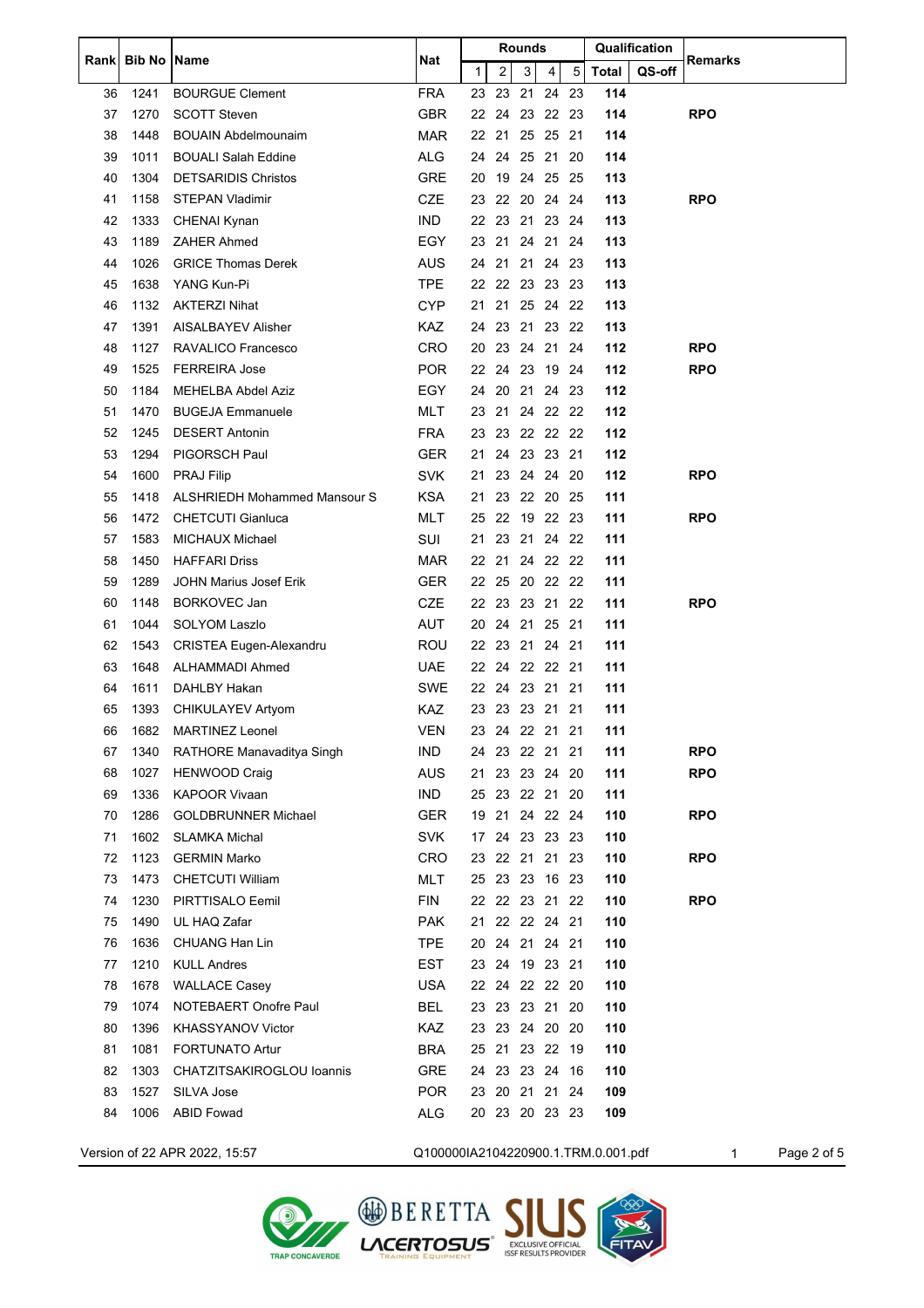| Rank | Bib No | Name | Nat | Rounds | | | | | Qualification | | Remarks |
|---|---|---|---|---|---|---|---|---|---|---|---|
| | | | | 1 | 2 | 3 | 4 | 5 | Total | QS-off | |
| 36 | 1241 | BOURGUE Clement | FRA | 23 | 23 | 21 | 24 | 23 | 114 | | |
| 37 | 1270 | SCOTT Steven | GBR | 22 | 24 | 23 | 22 | 23 | 114 | | RPO |
| 38 | 1448 | BOUAIN Abdelmounaim | MAR | 22 | 21 | 25 | 25 | 21 | 114 | | |
| 39 | 1011 | BOUALI Salah Eddine | ALG | 24 | 24 | 25 | 21 | 20 | 114 | | |
| 40 | 1304 | DETSARIDIS Christos | GRE | 20 | 19 | 24 | 25 | 25 | 113 | | |
| 41 | 1158 | STEPAN Vladimir | CZE | 23 | 22 | 20 | 24 | 24 | 113 | | RPO |
| 42 | 1333 | CHENAI Kynan | IND | 22 | 23 | 21 | 23 | 24 | 113 | | |
| 43 | 1189 | ZAHER Ahmed | EGY | 23 | 21 | 24 | 21 | 24 | 113 | | |
| 44 | 1026 | GRICE Thomas Derek | AUS | 24 | 21 | 21 | 24 | 23 | 113 | | |
| 45 | 1638 | YANG Kun-Pi | TPE | 22 | 22 | 23 | 23 | 23 | 113 | | |
| 46 | 1132 | AKTERZI Nihat | CYP | 21 | 21 | 25 | 24 | 22 | 113 | | |
| 47 | 1391 | AISALBAYEV Alisher | KAZ | 24 | 23 | 21 | 23 | 22 | 113 | | |
| 48 | 1127 | RAVALICO Francesco | CRO | 20 | 23 | 24 | 21 | 24 | 112 | | RPO |
| 49 | 1525 | FERREIRA Jose | POR | 22 | 24 | 23 | 19 | 24 | 112 | | RPO |
| 50 | 1184 | MEHELBA Abdel Aziz | EGY | 24 | 20 | 21 | 24 | 23 | 112 | | |
| 51 | 1470 | BUGEJA Emmanuele | MLT | 23 | 21 | 24 | 22 | 22 | 112 | | |
| 52 | 1245 | DESERT Antonin | FRA | 23 | 23 | 22 | 22 | 22 | 112 | | |
| 53 | 1294 | PIGORSCH Paul | GER | 21 | 24 | 23 | 23 | 21 | 112 | | |
| 54 | 1600 | PRAJ Filip | SVK | 21 | 23 | 24 | 24 | 20 | 112 | | RPO |
| 55 | 1418 | ALSHRIEDH Mohammed Mansour S | KSA | 21 | 23 | 22 | 20 | 25 | 111 | | |
| 56 | 1472 | CHETCUTI Gianluca | MLT | 25 | 22 | 19 | 22 | 23 | 111 | | RPO |
| 57 | 1583 | MICHAUX Michael | SUI | 21 | 23 | 21 | 24 | 22 | 111 | | |
| 58 | 1450 | HAFFARI Driss | MAR | 22 | 21 | 24 | 22 | 22 | 111 | | |
| 59 | 1289 | JOHN Marius Josef Erik | GER | 22 | 25 | 20 | 22 | 22 | 111 | | |
| 60 | 1148 | BORKOVEC Jan | CZE | 22 | 23 | 23 | 21 | 22 | 111 | | RPO |
| 61 | 1044 | SOLYOM Laszlo | AUT | 20 | 24 | 21 | 25 | 21 | 111 | | |
| 62 | 1543 | CRISTEA Eugen-Alexandru | ROU | 22 | 23 | 21 | 24 | 21 | 111 | | |
| 63 | 1648 | ALHAMMADI Ahmed | UAE | 22 | 24 | 22 | 22 | 21 | 111 | | |
| 64 | 1611 | DAHLBY Hakan | SWE | 22 | 24 | 23 | 21 | 21 | 111 | | |
| 65 | 1393 | CHIKULAYEV Artyom | KAZ | 23 | 23 | 23 | 21 | 21 | 111 | | |
| 66 | 1682 | MARTINEZ Leonel | VEN | 23 | 24 | 22 | 21 | 21 | 111 | | |
| 67 | 1340 | RATHORE Manavaditya Singh | IND | 24 | 23 | 22 | 21 | 21 | 111 | | RPO |
| 68 | 1027 | HENWOOD Craig | AUS | 21 | 23 | 23 | 24 | 20 | 111 | | RPO |
| 69 | 1336 | KAPOOR Vivaan | IND | 25 | 23 | 22 | 21 | 20 | 111 | | |
| 70 | 1286 | GOLDBRUNNER Michael | GER | 19 | 21 | 24 | 22 | 24 | 110 | | RPO |
| 71 | 1602 | SLAMKA Michal | SVK | 17 | 24 | 23 | 23 | 23 | 110 | | |
| 72 | 1123 | GERMIN Marko | CRO | 23 | 22 | 21 | 21 | 23 | 110 | | RPO |
| 73 | 1473 | CHETCUTI William | MLT | 25 | 23 | 23 | 16 | 23 | 110 | | |
| 74 | 1230 | PIRTTISALO Eemil | FIN | 22 | 22 | 23 | 21 | 22 | 110 | | RPO |
| 75 | 1490 | UL HAQ Zafar | PAK | 21 | 22 | 22 | 24 | 21 | 110 | | |
| 76 | 1636 | CHUANG Han Lin | TPE | 20 | 24 | 21 | 24 | 21 | 110 | | |
| 77 | 1210 | KULL Andres | EST | 23 | 24 | 19 | 23 | 21 | 110 | | |
| 78 | 1678 | WALLACE Casey | USA | 22 | 24 | 22 | 22 | 20 | 110 | | |
| 79 | 1074 | NOTEBAERT Onofre Paul | BEL | 23 | 23 | 23 | 21 | 20 | 110 | | |
| 80 | 1396 | KHASSYANOV Victor | KAZ | 23 | 23 | 24 | 20 | 20 | 110 | | |
| 81 | 1081 | FORTUNATO Artur | BRA | 25 | 21 | 23 | 22 | 19 | 110 | | |
| 82 | 1303 | CHATZITSAKIROGLOU Ioannis | GRE | 24 | 23 | 23 | 24 | 16 | 110 | | |
| 83 | 1527 | SILVA Jose | POR | 23 | 20 | 21 | 21 | 24 | 109 | | |
| 84 | 1006 | ABID Fowad | ALG | 20 | 23 | 20 | 23 | 23 | 109 | | |

Version of 22 APR 2022, 15:57 Q100000IA2104220900.1.TRM.0.001.pdf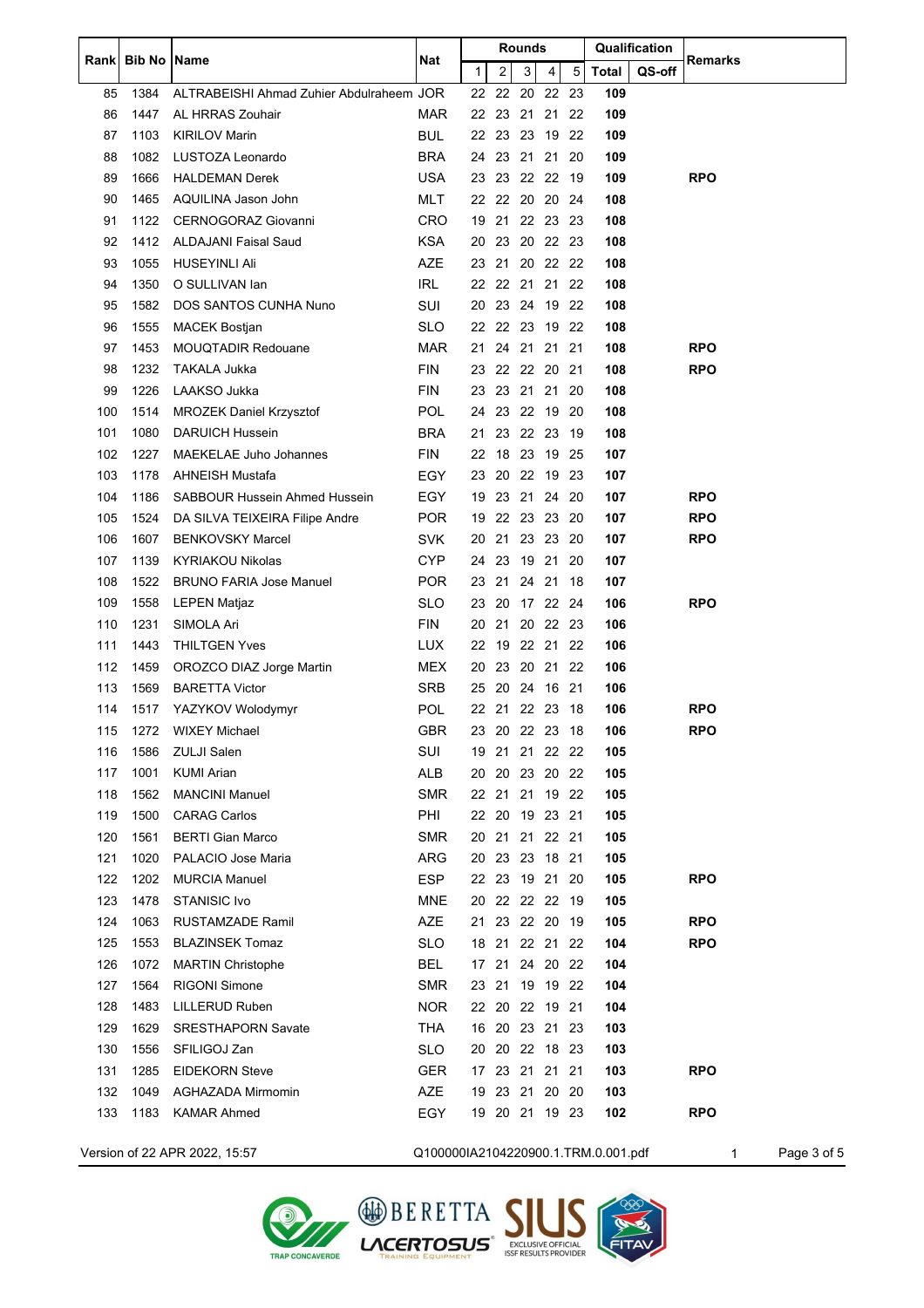| Rank | Bib No | Name | Nat | Rounds | | | | | Qualification | | Remarks |
|---|---|---|---|---|---|---|---|---|---|---|---|
| | | | | 1 | 2 | 3 | 4 | 5 | Total | QS-off | |
| 85 | 1384 | ALTRABEISHI Ahmad Zuhier Abdulraheem | JOR | 22 | 22 | 20 | 22 | 23 | 109 | | |
| 86 | 1447 | AL HRRAS Zouhair | MAR | 22 | 23 | 21 | 21 | 22 | 109 | | |
| 87 | 1103 | KIRILOV Marin | BUL | 22 | 23 | 23 | 19 | 22 | 109 | | |
| 88 | 1082 | LUSTOZA Leonardo | BRA | 24 | 23 | 21 | 21 | 20 | 109 | | |
| 89 | 1666 | HALDEMAN Derek | USA | 23 | 23 | 22 | 22 | 19 | 109 | | RPO |
| 90 | 1465 | AQUILINA Jason John | MLT | 22 | 22 | 20 | 20 | 24 | 108 | | |
| 91 | 1122 | CERNOGORAZ Giovanni | CRO | 19 | 21 | 22 | 23 | 23 | 108 | | |
| 92 | 1412 | ALDAJANI Faisal Saud | KSA | 20 | 23 | 20 | 22 | 23 | 108 | | |
| 93 | 1055 | HUSEYINLI Ali | AZE | 23 | 21 | 20 | 22 | 22 | 108 | | |
| 94 | 1350 | O SULLIVAN Ian | IRL | 22 | 22 | 21 | 21 | 22 | 108 | | |
| 95 | 1582 | DOS SANTOS CUNHA Nuno | SUI | 20 | 23 | 24 | 19 | 22 | 108 | | |
| 96 | 1555 | MACEK Bostjan | SLO | 22 | 22 | 23 | 19 | 22 | 108 | | |
| 97 | 1453 | MOUQTADIR Redouane | MAR | 21 | 24 | 21 | 21 | 21 | 108 | | RPO |
| 98 | 1232 | TAKALA Jukka | FIN | 23 | 22 | 22 | 20 | 21 | 108 | | RPO |
| 99 | 1226 | LAAKSO Jukka | FIN | 23 | 23 | 21 | 21 | 20 | 108 | | |
| 100 | 1514 | MROZEK Daniel Krzysztof | POL | 24 | 23 | 22 | 19 | 20 | 108 | | |
| 101 | 1080 | DARUICH Hussein | BRA | 21 | 23 | 22 | 23 | 19 | 108 | | |
| 102 | 1227 | MAEKELAE Juho Johannes | FIN | 22 | 18 | 23 | 19 | 25 | 107 | | |
| 103 | 1178 | AHNEISH Mustafa | EGY | 23 | 20 | 22 | 19 | 23 | 107 | | |
| 104 | 1186 | SABBOUR Hussein Ahmed Hussein | EGY | 19 | 23 | 21 | 24 | 20 | 107 | | RPO |
| 105 | 1524 | DA SILVA TEIXEIRA Filipe Andre | POR | 19 | 22 | 23 | 23 | 20 | 107 | | RPO |
| 106 | 1607 | BENKOVSKY Marcel | SVK | 20 | 21 | 23 | 23 | 20 | 107 | | RPO |
| 107 | 1139 | KYRIAKOU Nikolas | CYP | 24 | 23 | 19 | 21 | 20 | 107 | | |
| 108 | 1522 | BRUNO FARIA Jose Manuel | POR | 23 | 21 | 24 | 21 | 18 | 107 | | |
| 109 | 1558 | LEPEN Matjaz | SLO | 23 | 20 | 17 | 22 | 24 | 106 | | RPO |
| 110 | 1231 | SIMOLA Ari | FIN | 20 | 21 | 20 | 22 | 23 | 106 | | |
| 111 | 1443 | THILTGEN Yves | LUX | 22 | 19 | 22 | 21 | 22 | 106 | | |
| 112 | 1459 | OROZCO DIAZ Jorge Martin | MEX | 20 | 23 | 20 | 21 | 22 | 106 | | |
| 113 | 1569 | BARETTA Victor | SRB | 25 | 20 | 24 | 16 | 21 | 106 | | |
| 114 | 1517 | YAZYKOV Wolodymyr | POL | 22 | 21 | 22 | 23 | 18 | 106 | | RPO |
| 115 | 1272 | WIXEY Michael | GBR | 23 | 20 | 22 | 23 | 18 | 106 | | RPO |
| 116 | 1586 | ZULJI Salen | SUI | 19 | 21 | 21 | 22 | 22 | 105 | | |
| 117 | 1001 | KUMI Arian | ALB | 20 | 20 | 23 | 20 | 22 | 105 | | |
| 118 | 1562 | MANCINI Manuel | SMR | 22 | 21 | 21 | 19 | 22 | 105 | | |
| 119 | 1500 | CARAG Carlos | PHI | 22 | 20 | 19 | 23 | 21 | 105 | | |
| 120 | 1561 | BERTI Gian Marco | SMR | 20 | 21 | 21 | 22 | 21 | 105 | | |
| 121 | 1020 | PALACIO Jose Maria | ARG | 20 | 23 | 23 | 18 | 21 | 105 | | |
| 122 | 1202 | MURCIA Manuel | ESP | 22 | 23 | 19 | 21 | 20 | 105 | | RPO |
| 123 | 1478 | STANISIC Ivo | MNE | 20 | 22 | 22 | 22 | 19 | 105 | | |
| 124 | 1063 | RUSTAMZADE Ramil | AZE | 21 | 23 | 22 | 20 | 19 | 105 | | RPO |
| 125 | 1553 | BLAZINSEK Tomaz | SLO | 18 | 21 | 22 | 21 | 22 | 104 | | RPO |
| 126 | 1072 | MARTIN Christophe | BEL | 17 | 21 | 24 | 20 | 22 | 104 | | |
| 127 | 1564 | RIGONI Simone | SMR | 23 | 21 | 19 | 19 | 22 | 104 | | |
| 128 | 1483 | LILLERUD Ruben | NOR | 22 | 20 | 22 | 19 | 21 | 104 | | |
| 129 | 1629 | SRESTHAPORN Savate | THA | 16 | 20 | 23 | 21 | 23 | 103 | | |
| 130 | 1556 | SFILIGOJ Zan | SLO | 20 | 20 | 22 | 18 | 23 | 103 | | |
| 131 | 1285 | EIDEKORN Steve | GER | 17 | 23 | 21 | 21 | 21 | 103 | | RPO |
| 132 | 1049 | AGHAZADA Mirmomin | AZE | 19 | 23 | 21 | 20 | 20 | 103 | | |
| 133 | 1183 | KAMAR Ahmed | EGY | 19 | 20 | 21 | 19 | 23 | 102 | | RPO |

Version of 22 APR 2022, 15:57 Q100000IA2104220900.1.TRM.0.001.pdf 1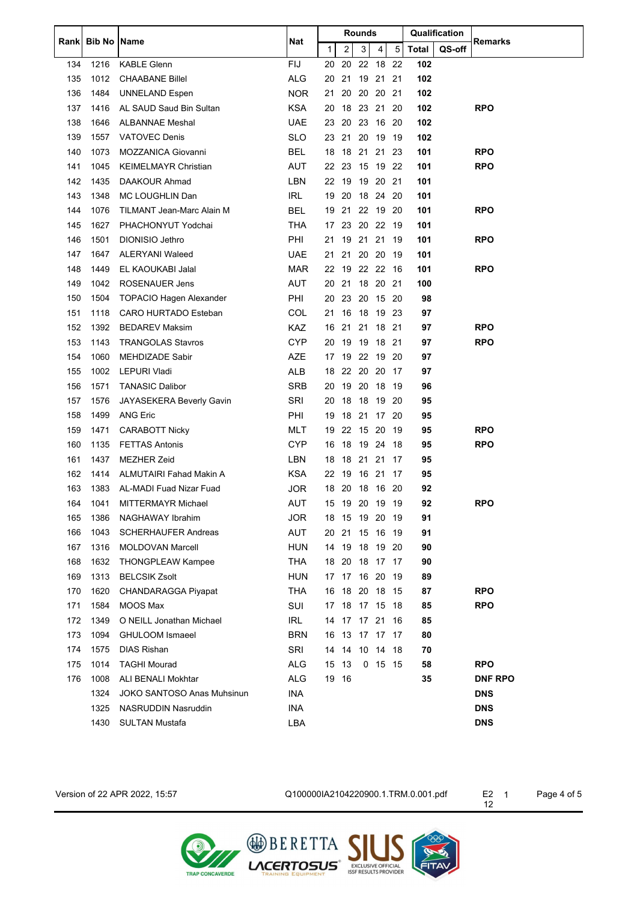| Rank | Bib No | Name | Nat | Rounds | | | | | Qualification | | Remarks |
|---|---|---|---|---|---|---|---|---|---|---|---|
| | | | | 1 | 2 | 3 | 4 | 5 | Total | QS-off | |
| 134 | 1216 | KABLE Glenn | FIJ | 20 | 20 | 22 | 18 | 22 | **102** | | |
| 135 | 1012 | CHAABANE Billel | ALG | 20 | 21 | 19 | 21 | 21 | **102** | | |
| 136 | 1484 | UNNELAND Espen | NOR | 21 | 20 | 20 | 20 | 21 | **102** | | |
| 137 | 1416 | AL SAUD Saud Bin Sultan | KSA | 20 | 18 | 23 | 21 | 20 | **102** | | **RPO** |
| 138 | 1646 | ALBANNAE Meshal | UAE | 23 | 20 | 23 | 16 | 20 | **102** | | |
| 139 | 1557 | VATOVEC Denis | SLO | 23 | 21 | 20 | 19 | 19 | **102** | | |
| 140 | 1073 | MOZZANICA Giovanni | BEL | 18 | 18 | 21 | 21 | 23 | **101** | | **RPO** |
| 141 | 1045 | KEIMELMAYR Christian | AUT | 22 | 23 | 15 | 19 | 22 | **101** | | **RPO** |
| 142 | 1435 | DAAKOUR Ahmad | LBN | 22 | 19 | 19 | 20 | 21 | **101** | | |
| 143 | 1348 | MC LOUGHLIN Dan | IRL | 19 | 20 | 18 | 24 | 20 | **101** | | |
| 144 | 1076 | TILMANT Jean-Marc Alain M | BEL | 19 | 21 | 22 | 19 | 20 | **101** | | **RPO** |
| 145 | 1627 | PHACHONYUT Yodchai | THA | 17 | 23 | 20 | 22 | 19 | **101** | | |
| 146 | 1501 | DIONISIO Jethro | PHI | 21 | 19 | 21 | 21 | 19 | **101** | | **RPO** |
| 147 | 1647 | ALERYANI Waleed | UAE | 21 | 21 | 20 | 20 | 19 | **101** | | |
| 148 | 1449 | EL KAOUKABI Jalal | MAR | 22 | 19 | 22 | 22 | 16 | **101** | | **RPO** |
| 149 | 1042 | ROSENAUER Jens | AUT | 20 | 21 | 18 | 20 | 21 | **100** | | |
| 150 | 1504 | TOPACIO Hagen Alexander | PHI | 20 | 23 | 20 | 15 | 20 | **98** | | |
| 151 | 1118 | CARO HURTADO Esteban | COL | 21 | 16 | 18 | 19 | 23 | **97** | | |
| 152 | 1392 | BEDAREV Maksim | KAZ | 16 | 21 | 21 | 18 | 21 | **97** | | **RPO** |
| 153 | 1143 | TRANGOLAS Stavros | CYP | 20 | 19 | 19 | 18 | 21 | **97** | | **RPO** |
| 154 | 1060 | MEHDIZADE Sabir | AZE | 17 | 19 | 22 | 19 | 20 | **97** | | |
| 155 | 1002 | LEPURI Vladi | ALB | 18 | 22 | 20 | 20 | 17 | **97** | | |
| 156 | 1571 | TANASIC Dalibor | SRB | 20 | 19 | 20 | 18 | 19 | **96** | | |
| 157 | 1576 | JAYASEKERA Beverly Gavin | SRI | 20 | 18 | 18 | 19 | 20 | **95** | | |
| 158 | 1499 | ANG Eric | PHI | 19 | 18 | 21 | 17 | 20 | **95** | | |
| 159 | 1471 | CARABOTT Nicky | MLT | 19 | 22 | 15 | 20 | 19 | **95** | | **RPO** |
| 160 | 1135 | FETTAS Antonis | CYP | 16 | 18 | 19 | 24 | 18 | **95** | | **RPO** |
| 161 | 1437 | MEZHER Zeid | LBN | 18 | 18 | 21 | 21 | 17 | **95** | | |
| 162 | 1414 | ALMUTAIRI Fahad Makin A | KSA | 22 | 19 | 16 | 21 | 17 | **95** | | |
| 163 | 1383 | AL-MADI Fuad Nizar Fuad | JOR | 18 | 20 | 18 | 16 | 20 | **92** | | |
| 164 | 1041 | MITTERMAYR Michael | AUT | 15 | 19 | 20 | 19 | 19 | **92** | | **RPO** |
| 165 | 1386 | NAGHAWAY Ibrahim | JOR | 18 | 15 | 19 | 20 | 19 | **91** | | |
| 166 | 1043 | SCHERHAUFER Andreas | AUT | 20 | 21 | 15 | 16 | 19 | **91** | | |
| 167 | 1316 | MOLDOVAN Marcell | HUN | 14 | 19 | 18 | 19 | 20 | **90** | | |
| 168 | 1632 | THONGPLEAW Kampee | THA | 18 | 20 | 18 | 17 | 17 | **90** | | |
| 169 | 1313 | BELCSIK Zsolt | HUN | 17 | 17 | 16 | 20 | 19 | **89** | | |
| 170 | 1620 | CHANDARAGGA Piyapat | THA | 16 | 18 | 20 | 18 | 15 | **87** | | **RPO** |
| 171 | 1584 | MOOS Max | SUI | 17 | 18 | 17 | 15 | 18 | **85** | | **RPO** |
| 172 | 1349 | O NEILL Jonathan Michael | IRL | 14 | 17 | 17 | 21 | 16 | **85** | | |
| 173 | 1094 | GHULOOM Ismaeel | BRN | 16 | 13 | 17 | 17 | 17 | **80** | | |
| 174 | 1575 | DIAS Rishan | SRI | 14 | 14 | 10 | 14 | 18 | **70** | | |
| 175 | 1014 | TAGHI Mourad | ALG | 15 | 13 | 0 | 15 | 15 | **58** | | **RPO** |
| 176 | 1008 | ALI BENALI Mokhtar | ALG | 19 | 16 | | | | **35** | | **DNF RPO** |
| | 1324 | JOKO SANTOSO Anas Muhsinun | INA | | | | | | | | **DNS** |
| | 1325 | NASRUDDIN Nasruddin | INA | | | | | | | | **DNS** |
| | 1430 | SULTAN Mustafa | LBA | | | | | | | | **DNS** |

Version of 22 APR 2022, 15:57 Q100000IA2104220900.1.TRM.0.001.pdf E2 1 12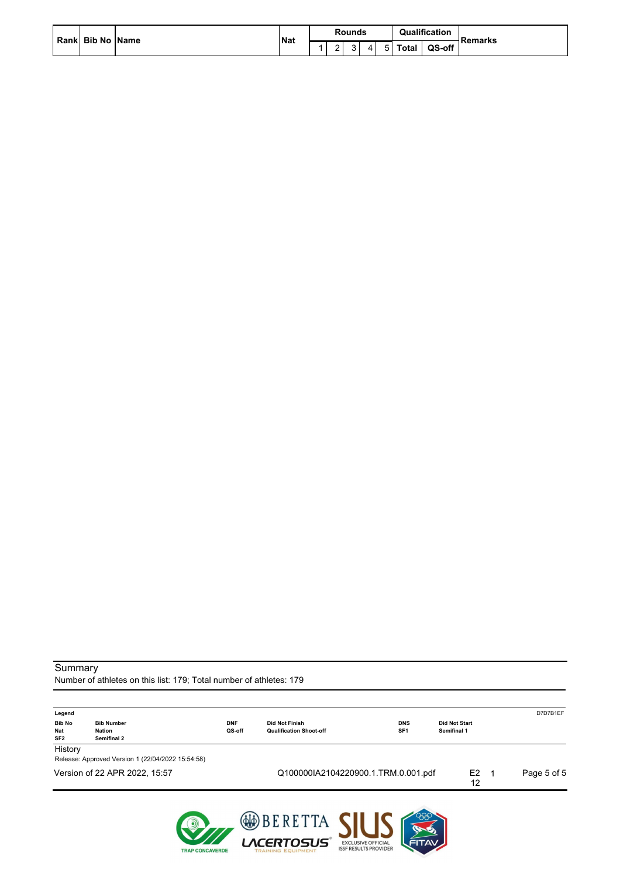| Rank | Bib No | Name | Nat | Rounds | | | | | Qualification | | Remarks |
|---|---|---|---|---|---|---|---|---|---|---|---|
| | | | | 1 | 2 | 3 | 4 | 5 | Total | QS-off | |

Summary

Number of athletes on this list: 179; Total number of athletes: 179

**Legend**

| | | | | | |
|---|---|---|---|---|---|
| **Bib No** | **Bib Number** | **DNF** | **Did Not Finish** | **DNS** | **Did Not Start** |
| **Nat** | **Nation** | **QS-off** | **Qualification Shoot-off** | **SF1** | **Semifinal 1** |
| **SF2** | **Semifinal 2** | | | | |

D7D7B1EF

History

Release: Approved Version 1 (22/04/2022 15:54:58)

Version of 22 APR 2022, 15:57

Q100000IA2104220900.1.TRM.0.001.pdf

E2 12 1